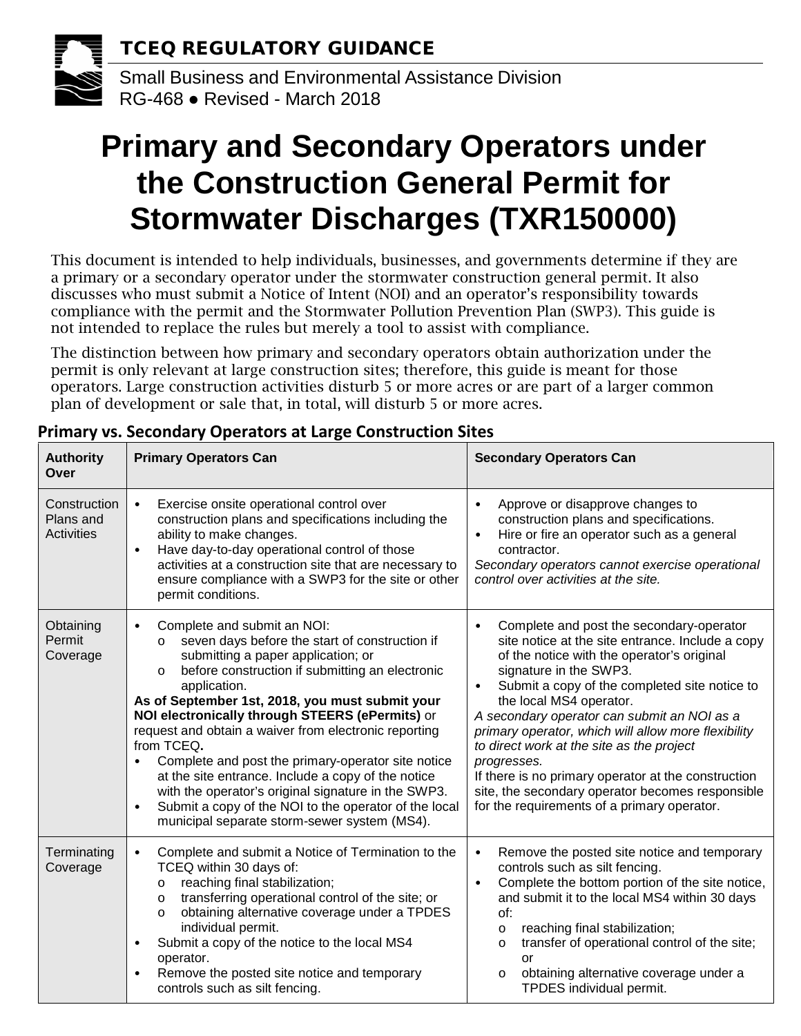TCEQ REGULATORY GUIDANCE

Small Business and Environmental Assistance Division
RG-468 ● Revised - March 2018

# Primary and Secondary Operators under the Construction General Permit for Stormwater Discharges (TXR150000)

This document is intended to help individuals, businesses, and governments determine if they are a primary or a secondary operator under the stormwater construction general permit. It also discusses who must submit a Notice of Intent (NOI) and an operator's responsibility towards compliance with the permit and the Stormwater Pollution Prevention Plan (SWP3). This guide is not intended to replace the rules but merely a tool to assist with compliance.

The distinction between how primary and secondary operators obtain authorization under the permit is only relevant at large construction sites; therefore, this guide is meant for those operators. Large construction activities disturb 5 or more acres or are part of a larger common plan of development or sale that, in total, will disturb 5 or more acres.

## Primary vs. Secondary Operators at Large Construction Sites

| Authority Over | Primary Operators Can | Secondary Operators Can |
|---|---|---|
| Construction Plans and Activities | • Exercise onsite operational control over construction plans and specifications including the ability to make changes.<br>• Have day-to-day operational control of those activities at a construction site that are necessary to ensure compliance with a SWP3 for the site or other permit conditions. | • Approve or disapprove changes to construction plans and specifications.<br>• Hire or fire an operator such as a general contractor.<br>*Secondary operators cannot exercise operational control over activities at the site.* |
| Obtaining Permit Coverage | • Complete and submit an NOI:<br>  o seven days before the start of construction if submitting a paper application; or<br>  o before construction if submitting an electronic application.<br>**As of September 1st, 2018, you must submit your NOI electronically through STEERS (ePermits)** or request and obtain a waiver from electronic reporting from TCEQ**.**<br>• Complete and post the primary-operator site notice at the site entrance. Include a copy of the notice with the operator's original signature in the SWP3.<br>• Submit a copy of the NOI to the operator of the local municipal separate storm-sewer system (MS4). | • Complete and post the secondary-operator site notice at the site entrance. Include a copy of the notice with the operator's original signature in the SWP3.<br>• Submit a copy of the completed site notice to the local MS4 operator.<br>*A secondary operator can submit an NOI as a primary operator, which will allow more flexibility to direct work at the site as the project progresses.*<br>If there is no primary operator at the construction site, the secondary operator becomes responsible for the requirements of a primary operator. |
| Terminating Coverage | • Complete and submit a Notice of Termination to the TCEQ within 30 days of:<br>  o reaching final stabilization;<br>  o transferring operational control of the site; or<br>  o obtaining alternative coverage under a TPDES individual permit.<br>• Submit a copy of the notice to the local MS4 operator.<br>• Remove the posted site notice and temporary controls such as silt fencing. | • Remove the posted site notice and temporary controls such as silt fencing.<br>• Complete the bottom portion of the site notice, and submit it to the local MS4 within 30 days of:<br>  o reaching final stabilization;<br>  o transfer of operational control of the site; or<br>  o obtaining alternative coverage under a TPDES individual permit. |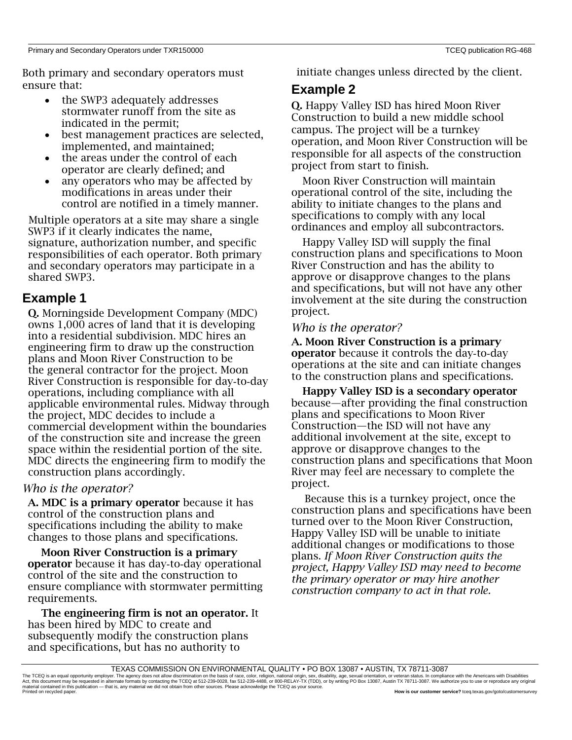Both primary and secondary operators must ensure that:

- the SWP3 adequately addresses stormwater runoff from the site as indicated in the permit;
- best management practices are selected, implemented, and maintained;
- the areas under the control of each operator are clearly defined; and
- any operators who may be affected by modifications in areas under their control are notified in a timely manner.

Multiple operators at a site may share a single SWP3 if it clearly indicates the name, signature, authorization number, and specific responsibilities of each operator. Both primary and secondary operators may participate in a shared SWP3.

## Example 1

**Q.** Morningside Development Company (MDC) owns 1,000 acres of land that it is developing into a residential subdivision. MDC hires an engineering firm to draw up the construction plans and Moon River Construction to be the general contractor for the project. Moon River Construction is responsible for day-to-day operations, including compliance with all applicable environmental rules. Midway through the project, MDC decides to include a commercial development within the boundaries of the construction site and increase the green space within the residential portion of the site. MDC directs the engineering firm to modify the construction plans accordingly.

*Who is the operator?*

**A. MDC is a primary operator** because it has control of the construction plans and specifications including the ability to make changes to those plans and specifications.

**Moon River Construction is a primary operator** because it has day-to-day operational control of the site and the construction to ensure compliance with stormwater permitting requirements.

**The engineering firm is not an operator.** It has been hired by MDC to create and subsequently modify the construction plans and specifications, but has no authority to initiate changes unless directed by the client.

## Example 2

**Q.** Happy Valley ISD has hired Moon River Construction to build a new middle school campus. The project will be a turnkey operation, and Moon River Construction will be responsible for all aspects of the construction project from start to finish.

Moon River Construction will maintain operational control of the site, including the ability to initiate changes to the plans and specifications to comply with any local ordinances and employ all subcontractors.

Happy Valley ISD will supply the final construction plans and specifications to Moon River Construction and has the ability to approve or disapprove changes to the plans and specifications, but will not have any other involvement at the site during the construction project.

*Who is the operator?*

**A. Moon River Construction is a primary operator** because it controls the day-to-day operations at the site and can initiate changes to the construction plans and specifications.

**Happy Valley ISD is a secondary operator** because—after providing the final construction plans and specifications to Moon River Construction—the ISD will not have any additional involvement at the site, except to approve or disapprove changes to the construction plans and specifications that Moon River may feel are necessary to complete the project.

Because this is a turnkey project, once the construction plans and specifications have been turned over to the Moon River Construction, Happy Valley ISD will be unable to initiate additional changes or modifications to those plans. *If Moon River Construction quits the project, Happy Valley ISD may need to become the primary operator or may hire another construction company to act in that role.*

TEXAS COMMISSION ON ENVIRONMENTAL QUALITY • PO BOX 13087 • AUSTIN, TX 78711-3087

The TCEQ is an equal opportunity employer. The agency does not allow discrimination on the basis of race, color, religion, national origin, sex, disability, age, sexual orientation, or veteran status. In compliance with the Americans with Disabilities Act, this document may be requested in alternate formats by contacting the TCEQ at 512-239-0028, fax 512-239-4488, or 800-RELAY-TX (TDD), or by writing PO Box 13087, Austin TX 78711-3087. We authorize you to use or reproduce any original material contained in this publication — that is, any material we did not obtain from other sources. Please acknowledge the TCEQ as your source.

Printed on recycled paper.

**How is our customer service?** tceq.texas.gov/goto/customersurvey